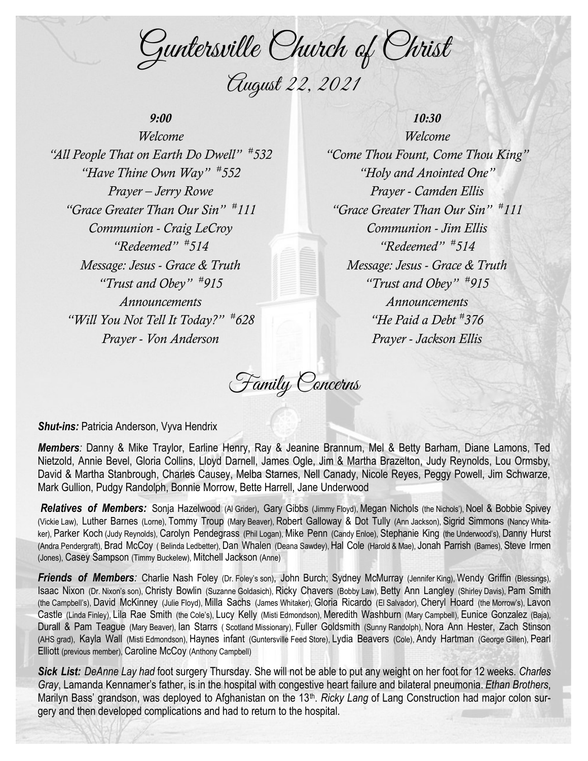# Guntersville Church of Christ

## August 22, 2021

### 9:00

*Welcome*
*"All People That on Earth Do Dwell" #532*
*"Have Thine Own Way" #552*
*Prayer – Jerry Rowe*
*"Grace Greater Than Our Sin" #111*
*Communion - Craig LeCroy*
*"Redeemed" #514*
*Message: Jesus - Grace & Truth*
*"Trust and Obey" #915*
*Announcements*
*"Will You Not Tell It Today?" #628*
*Prayer - Von Anderson*

### 10:30

*Welcome*
*"Come Thou Fount, Come Thou King"*
*"Holy and Anointed One"*
*Prayer - Camden Ellis*
*"Grace Greater Than Our Sin" #111*
*Communion - Jim Ellis*
*"Redeemed" #514*
*Message: Jesus - Grace & Truth*
*"Trust and Obey" #915*
*Announcements*
*"He Paid a Debt #376*
*Prayer - Jackson Ellis*

## Family Concerns

***Shut-ins:*** Patricia Anderson, Vyva Hendrix

***Members**:* Danny & Mike Traylor, Earline Henry, Ray & Jeanine Brannum, Mel & Betty Barham, Diane Lamons, Ted Nietzold, Annie Bevel, Gloria Collins, Lloyd Darnell, James Ogle, Jim & Martha Brazelton, Judy Reynolds, Lou Ormsby, David & Martha Stanbrough, Charles Causey, Melba Starnes, Nell Canady, Nicole Reyes, Peggy Powell, Jim Schwarze, Mark Gullion, Pudgy Randolph, Bonnie Morrow, Bette Harrell, Jane Underwood

***Relatives of Members:*** Sonja Hazelwood (Al Grider), Gary Gibbs (Jimmy Floyd), Megan Nichols (the Nichols'), Noel & Bobbie Spivey (Vickie Law), Luther Barnes (Lorne), Tommy Troup (Mary Beaver), Robert Galloway & Dot Tully (Ann Jackson), Sigrid Simmons (Nancy Whitaker), Parker Koch (Judy Reynolds), Carolyn Pendegrass (Phil Logan), Mike Penn (Candy Enloe), Stephanie King (the Underwood's), Danny Hurst (Andra Pendergraft), Brad McCoy ( Belinda Ledbetter), Dan Whalen (Deana Sawdey), Hal Cole (Harold & Mae), Jonah Parrish (Barnes), Steve Irmen (Jones), Casey Sampson (Timmy Buckelew), Mitchell Jackson (Anne)

***Friends of Members**:* Charlie Nash Foley (Dr. Foley's son), John Burch; Sydney McMurray (Jennifer King), Wendy Griffin (Blessings), Isaac Nixon (Dr. Nixon's son), Christy Bowlin (Suzanne Goldasich), Ricky Chavers (Bobby Law), Betty Ann Langley (Shirley Davis), Pam Smith (the Campbell's), David McKinney (Julie Floyd), Milla Sachs (James Whitaker), Gloria Ricardo (El Salvador), Cheryl Hoard (the Morrow's), Lavon Castle (Linda Finley), Lila Rae Smith (the Cole's), Lucy Kelly (Misti Edmondson), Meredith Washburn (Mary Campbell), Eunice Gonzalez (Baja), Durall & Pam Teague (Mary Beaver), Ian Starrs ( Scotland Missionary), Fuller Goldsmith (Sunny Randolph), Nora Ann Hester, Zach Stinson (AHS grad), Kayla Wall (Misti Edmondson), Haynes infant (Guntersville Feed Store), Lydia Beavers (Cole), Andy Hartman (George Gillen), Pearl Elliott (previous member), Caroline McCoy (Anthony Campbell)

***Sick List:*** *DeAnne Lay had* foot surgery Thursday. She will not be able to put any weight on her foot for 12 weeks. *Charles Gray*, Lamanda Kennamer's father, is in the hospital with congestive heart failure and bilateral pneumonia. *Ethan Brothers*, Marilyn Bass' grandson, was deployed to Afghanistan on the 13th. *Ricky Lang* of Lang Construction had major colon surgery and then developed complications and had to return to the hospital.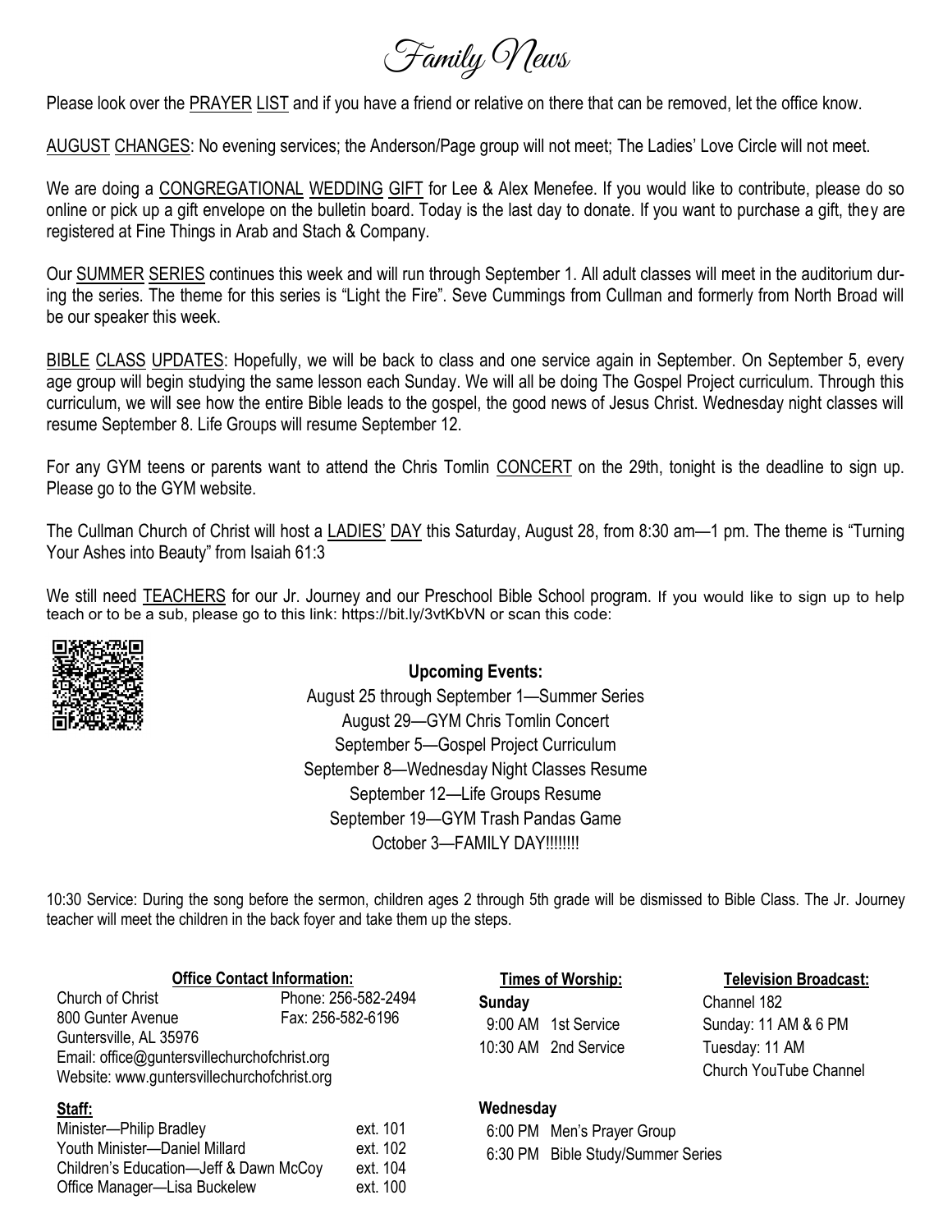# Family News

Please look over the PRAYER LIST and if you have a friend or relative on there that can be removed, let the office know.

AUGUST CHANGES: No evening services; the Anderson/Page group will not meet; The Ladies' Love Circle will not meet.

We are doing a CONGREGATIONAL WEDDING GIFT for Lee & Alex Menefee. If you would like to contribute, please do so online or pick up a gift envelope on the bulletin board. Today is the last day to donate. If you want to purchase a gift, they are registered at Fine Things in Arab and Stach & Company.

Our SUMMER SERIES continues this week and will run through September 1. All adult classes will meet in the auditorium during the series. The theme for this series is "Light the Fire". Seve Cummings from Cullman and formerly from North Broad will be our speaker this week.

BIBLE CLASS UPDATES: Hopefully, we will be back to class and one service again in September. On September 5, every age group will begin studying the same lesson each Sunday. We will all be doing The Gospel Project curriculum. Through this curriculum, we will see how the entire Bible leads to the gospel, the good news of Jesus Christ. Wednesday night classes will resume September 8. Life Groups will resume September 12.

For any GYM teens or parents want to attend the Chris Tomlin CONCERT on the 29th, tonight is the deadline to sign up. Please go to the GYM website.

The Cullman Church of Christ will host a LADIES' DAY this Saturday, August 28, from 8:30 am—1 pm. The theme is "Turning Your Ashes into Beauty" from Isaiah 61:3

We still need TEACHERS for our Jr. Journey and our Preschool Bible School program. If you would like to sign up to help teach or to be a sub, please go to this link: https://bit.ly/3vtKbVN or scan this code:

**Upcoming Events:**

August 25 through September 1—Summer Series
August 29—GYM Chris Tomlin Concert
September 5—Gospel Project Curriculum
September 8—Wednesday Night Classes Resume
September 12—Life Groups Resume
September 19—GYM Trash Pandas Game
October 3—FAMILY DAY!!!!!!!!

10:30 Service: During the song before the sermon, children ages 2 through 5th grade will be dismissed to Bible Class. The Jr. Journey teacher will meet the children in the back foyer and take them up the steps.

**Office Contact Information:**

Church of Christ
800 Gunter Avenue
Guntersville, AL 35976
Phone: 256-582-2494
Fax: 256-582-6196
Email: office@guntersvillechurchofchrist.org
Website: www.guntersvillechurchofchrist.org

**Staff:**

| | |
|---|---|
| Minister—Philip Bradley | ext. 101 |
| Youth Minister—Daniel Millard | ext. 102 |
| Children's Education—Jeff & Dawn McCoy | ext. 104 |
| Office Manager—Lisa Buckelew | ext. 100 |

**Times of Worship:**

**Sunday**
9:00 AM 1st Service
10:30 AM 2nd Service

**Wednesday**
6:00 PM Men's Prayer Group
6:30 PM Bible Study/Summer Series

**Television Broadcast:**

Channel 182
Sunday: 11 AM & 6 PM
Tuesday: 11 AM
Church YouTube Channel